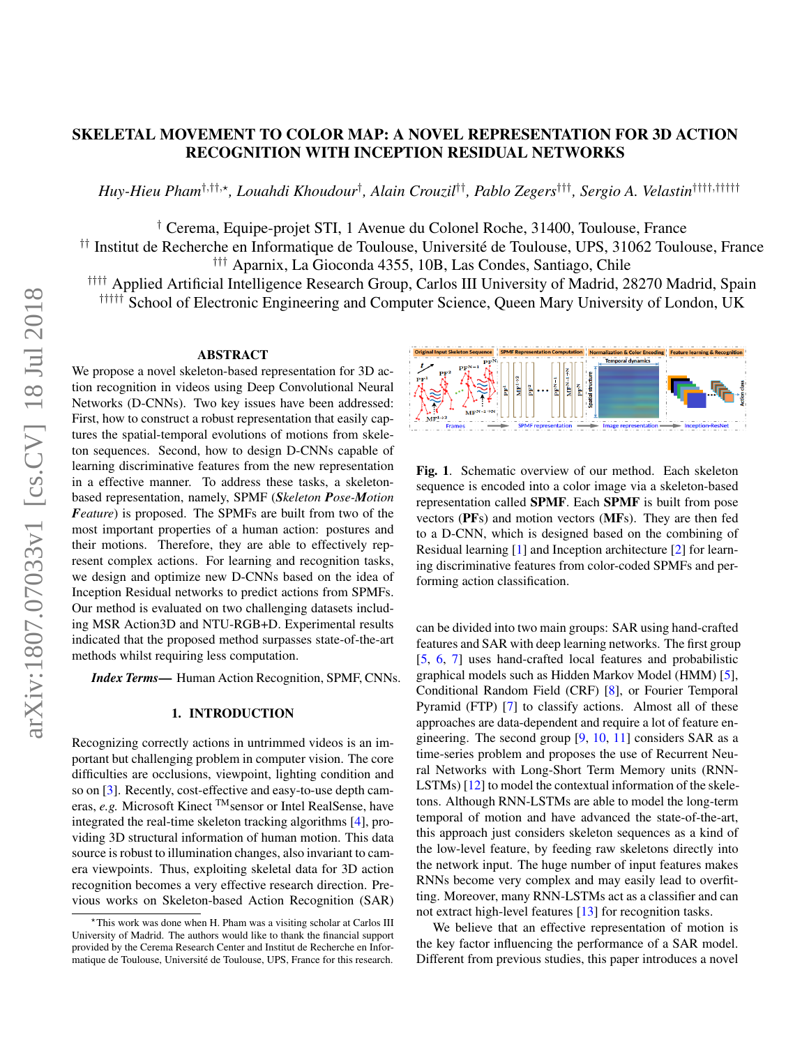# SKELETAL MOVEMENT TO COLOR MAP: A NOVEL REPRESENTATION FOR 3D ACTION RECOGNITION WITH INCEPTION RESIDUAL NETWORKS

*Huy-Hieu Pham*[†,††,⋆], *Louahdi Khoudour*[†], *Alain Crouzil*[††], *Pablo Zegers*[†††], *Sergio A. Velastin*[††††,†††††]

[†] Cerema, Equipe-projet STI, 1 Avenue du Colonel Roche, 31400, Toulouse, France
[††] Institut de Recherche en Informatique de Toulouse, Université de Toulouse, UPS, 31062 Toulouse, France
[†††] Aparnix, La Gioconda 4355, 10B, Las Condes, Santiago, Chile
[††††] Applied Artificial Intelligence Research Group, Carlos III University of Madrid, 28270 Madrid, Spain
[†††††] School of Electronic Engineering and Computer Science, Queen Mary University of London, UK

## ABSTRACT

We propose a novel skeleton-based representation for 3D action recognition in videos using Deep Convolutional Neural Networks (D-CNNs). Two key issues have been addressed: First, how to construct a robust representation that easily captures the spatial-temporal evolutions of motions from skeleton sequences. Second, how to design D-CNNs capable of learning discriminative features from the new representation in a effective manner. To address these tasks, a skeleton-based representation, namely, SPMF (***S****keleton* ***P****ose-****M****otion* ***F****eature*) is proposed. The SPMFs are built from two of the most important properties of a human action: postures and their motions. Therefore, they are able to effectively represent complex actions. For learning and recognition tasks, we design and optimize new D-CNNs based on the idea of Inception Residual networks to predict actions from SPMFs. Our method is evaluated on two challenging datasets including MSR Action3D and NTU-RGB+D. Experimental results indicated that the proposed method surpasses state-of-the-art methods whilst requiring less computation.

***Index Terms—*** Human Action Recognition, SPMF, CNNs.

## 1. INTRODUCTION

Recognizing correctly actions in untrimmed videos is an important but challenging problem in computer vision. The core difficulties are occlusions, viewpoint, lighting condition and so on [3]. Recently, cost-effective and easy-to-use depth cameras, *e.g.* Microsoft Kinect ™sensor or Intel RealSense, have integrated the real-time skeleton tracking algorithms [4], providing 3D structural information of human motion. This data source is robust to illumination changes, also invariant to camera viewpoints. Thus, exploiting skeletal data for 3D action recognition becomes a very effective research direction. Previous works on Skeleton-based Action Recognition (SAR) can be divided into two main groups: SAR using hand-crafted features and SAR with deep learning networks. The first group [5, 6, 7] uses hand-crafted local features and probabilistic graphical models such as Hidden Markov Model (HMM) [5], Conditional Random Field (CRF) [8], or Fourier Temporal Pyramid (FTP) [7] to classify actions. Almost all of these approaches are data-dependent and require a lot of feature engineering. The second group [9, 10, 11] considers SAR as a time-series problem and proposes the use of Recurrent Neural Networks with Long-Short Term Memory units (RNN-LSTMs) [12] to model the contextual information of the skeletons. Although RNN-LSTMs are able to model the long-term temporal of motion and have advanced the state-of-the-art, this approach just considers skeleton sequences as a kind of the low-level feature, by feeding raw skeletons directly into the network input. The huge number of input features makes RNNs become very complex and may easily lead to overfitting. Moreover, many RNN-LSTMs act as a classifier and can not extract high-level features [13] for recognition tasks.

We believe that an effective representation of motion is the key factor influencing the performance of a SAR model. Different from previous studies, this paper introduces a novel

**Fig. 1**. Schematic overview of our method. Each skeleton sequence is encoded into a color image via a skeleton-based representation called **SPMF**. Each **SPMF** is built from pose vectors (**PF**s) and motion vectors (**MF**s). They are then fed to a D-CNN, which is designed based on the combining of Residual learning [1] and Inception architecture [2] for learning discriminative features from color-coded SPMFs and performing action classification.

[⋆]This work was done when H. Pham was a visiting scholar at Carlos III University of Madrid. The authors would like to thank the financial support provided by the Cerema Research Center and Institut de Recherche en Informatique de Toulouse, Université de Toulouse, UPS, France for this research.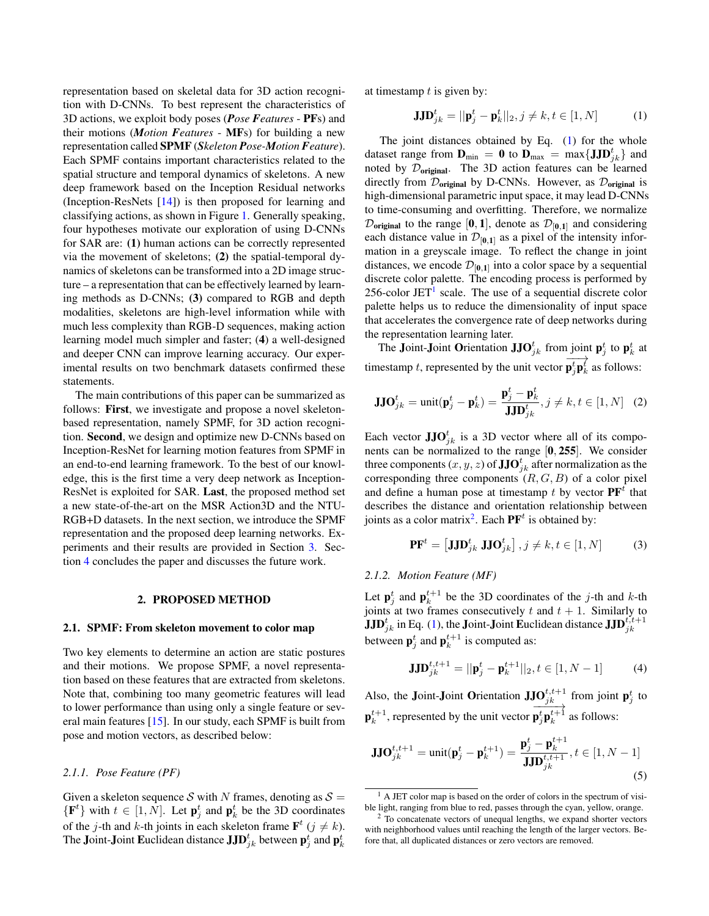representation based on skeletal data for 3D action recognition with D-CNNs. To best represent the characteristics of 3D actions, we exploit body poses (***Pose Features*** - **PF**s) and their motions (***Motion Features*** - **MF**s) for building a new representation called **SPMF** (***Skeleton Pose-Motion Feature***). Each SPMF contains important characteristics related to the spatial structure and temporal dynamics of skeletons. A new deep framework based on the Inception Residual networks (Inception-ResNets [14]) is then proposed for learning and classifying actions, as shown in Figure 1. Generally speaking, four hypotheses motivate our exploration of using D-CNNs for SAR are: **(1)** human actions can be correctly represented via the movement of skeletons; **(2)** the spatial-temporal dynamics of skeletons can be transformed into a 2D image structure – a representation that can be effectively learned by learning methods as D-CNNs; **(3)** compared to RGB and depth modalities, skeletons are high-level information while with much less complexity than RGB-D sequences, making action learning model much simpler and faster; **(4)** a well-designed and deeper CNN can improve learning accuracy. Our experimental results on two benchmark datasets confirmed these statements.

The main contributions of this paper can be summarized as follows: **First**, we investigate and propose a novel skeleton-based representation, namely SPMF, for 3D action recognition. **Second**, we design and optimize new D-CNNs based on Inception-ResNet for learning motion features from SPMF in an end-to-end learning framework. To the best of our knowledge, this is the first time a very deep network as Inception-ResNet is exploited for SAR. **Last**, the proposed method set a new state-of-the-art on the MSR Action3D and the NTU-RGB+D datasets. In the next section, we introduce the SPMF representation and the proposed deep learning networks. Experiments and their results are provided in Section 3. Section 4 concludes the paper and discusses the future work.

## 2. PROPOSED METHOD

### 2.1. SPMF: From skeleton movement to color map

Two key elements to determine an action are static postures and their motions. We propose SPMF, a novel representation based on these features that are extracted from skeletons. Note that, combining too many geometric features will lead to lower performance than using only a single feature or several main features [15]. In our study, each SPMF is built from pose and motion vectors, as described below:

#### *2.1.1. Pose Feature (PF)*

Given a skeleton sequence $\mathcal{S}$ with $N$ frames, denoting as $\mathcal{S} = \{\mathbf{F}^t\}$ with $t \in [1, N]$. Let $\mathbf{p}_j^t$ and $\mathbf{p}_k^t$ be the 3D coordinates of the $j$-th and $k$-th joints in each skeleton frame $\mathbf{F}^t$ ($j \neq k$). The **J**oint-**J**oint **E**uclidean distance $\mathbf{JJD}_{jk}^t$ between $\mathbf{p}_j^t$ and $\mathbf{p}_k^t$ at timestamp $t$ is given by:

$$\mathbf{JJD}_{jk}^t = ||\mathbf{p}_j^t - \mathbf{p}_k^t||_2, j \neq k, t \in [1, N] \quad (1)$$

The joint distances obtained by Eq. (1) for the whole dataset range from $\mathbf{D}_{\min} = \mathbf{0}$ to $\mathbf{D}_{\max} = \max\{\mathbf{JJD}_{jk}^t\}$ and noted by $\mathcal{D}_{\textbf{original}}$. The 3D action features can be learned directly from $\mathcal{D}_{\textbf{original}}$ by D-CNNs. However, as $\mathcal{D}_{\textbf{original}}$ is high-dimensional parametric input space, it may lead D-CNNs to time-consuming and overfitting. Therefore, we normalize $\mathcal{D}_{\textbf{original}}$ to the range $[\mathbf{0}, \mathbf{1}]$, denote as $\mathcal{D}_{[\mathbf{0},\mathbf{1}]}$ and considering each distance value in $\mathcal{D}_{[\mathbf{0},\mathbf{1}]}$ as a pixel of the intensity information in a greyscale image. To reflect the change in joint distances, we encode $\mathcal{D}_{[\mathbf{0},\mathbf{1}]}$ into a color space by a sequential discrete color palette. The encoding process is performed by 256-color JET[1] scale. The use of a sequential discrete color palette helps us to reduce the dimensionality of input space that accelerates the convergence rate of deep networks during the representation learning later.

The **J**oint-**J**oint **O**rientation $\mathbf{JJO}_{jk}^t$ from joint $\mathbf{p}_j^t$ to $\mathbf{p}_k^t$ at timestamp $t$, represented by the unit vector $\overrightarrow{\mathbf{p}_j^t\mathbf{p}_k^t}$ as follows:

$$\mathbf{JJO}_{jk}^t = \text{unit}(\mathbf{p}_j^t - \mathbf{p}_k^t) = \frac{\mathbf{p}_j^t - \mathbf{p}_k^t}{\mathbf{JJD}_{jk}^t}, j \neq k, t \in [1, N] \quad (2)$$

Each vector $\mathbf{JJO}_{jk}^t$ is a 3D vector where all of its components can be normalized to the range $[\mathbf{0}, \mathbf{255}]$. We consider three components $(x, y, z)$ of $\mathbf{JJO}_{jk}^t$ after normalization as the corresponding three components $(R, G, B)$ of a color pixel and define a human pose at timestamp $t$ by vector $\mathbf{PF}^t$ that describes the distance and orientation relationship between joints as a color matrix[2]. Each $\mathbf{PF}^t$ is obtained by:

$$\mathbf{PF}^t = \left[\mathbf{JJD}_{jk}^t \; \mathbf{JJO}_{jk}^t\right], j \neq k, t \in [1, N] \quad (3)$$

#### *2.1.2. Motion Feature (MF)*

Let $\mathbf{p}_j^t$ and $\mathbf{p}_k^{t+1}$ be the 3D coordinates of the $j$-th and $k$-th joints at two frames consecutively $t$ and $t+1$. Similarly to $\mathbf{JJD}_{jk}^t$ in Eq. (1), the **J**oint-**J**oint **E**uclidean distance $\mathbf{JJD}_{jk}^{t,t+1}$ between $\mathbf{p}_j^t$ and $\mathbf{p}_k^{t+1}$ is computed as:

$$\mathbf{JJD}_{jk}^{t,t+1} = ||\mathbf{p}_j^t - \mathbf{p}_k^{t+1}||_2, t \in [1, N-1] \quad (4)$$

Also, the **J**oint-**J**oint **O**rientation $\mathbf{JJO}_{jk}^{t,t+1}$ from joint $\mathbf{p}_j^t$ to $\mathbf{p}_k^{t+1}$, represented by the unit vector $\overrightarrow{\mathbf{p}_j^t\mathbf{p}_k^{t+1}}$ as follows:

$$\mathbf{JJO}_{jk}^{t,t+1} = \text{unit}(\mathbf{p}_j^t - \mathbf{p}_k^{t+1}) = \frac{\mathbf{p}_j^t - \mathbf{p}_k^{t+1}}{\mathbf{JJD}_{jk}^{t,t+1}}, t \in [1, N-1] \quad (5)$$

---

[1] A JET color map is based on the order of colors in the spectrum of visible light, ranging from blue to red, passes through the cyan, yellow, orange.

[2] To concatenate vectors of unequal lengths, we expand shorter vectors with neighborhood values until reaching the length of the larger vectors. Before that, all duplicated distances or zero vectors are removed.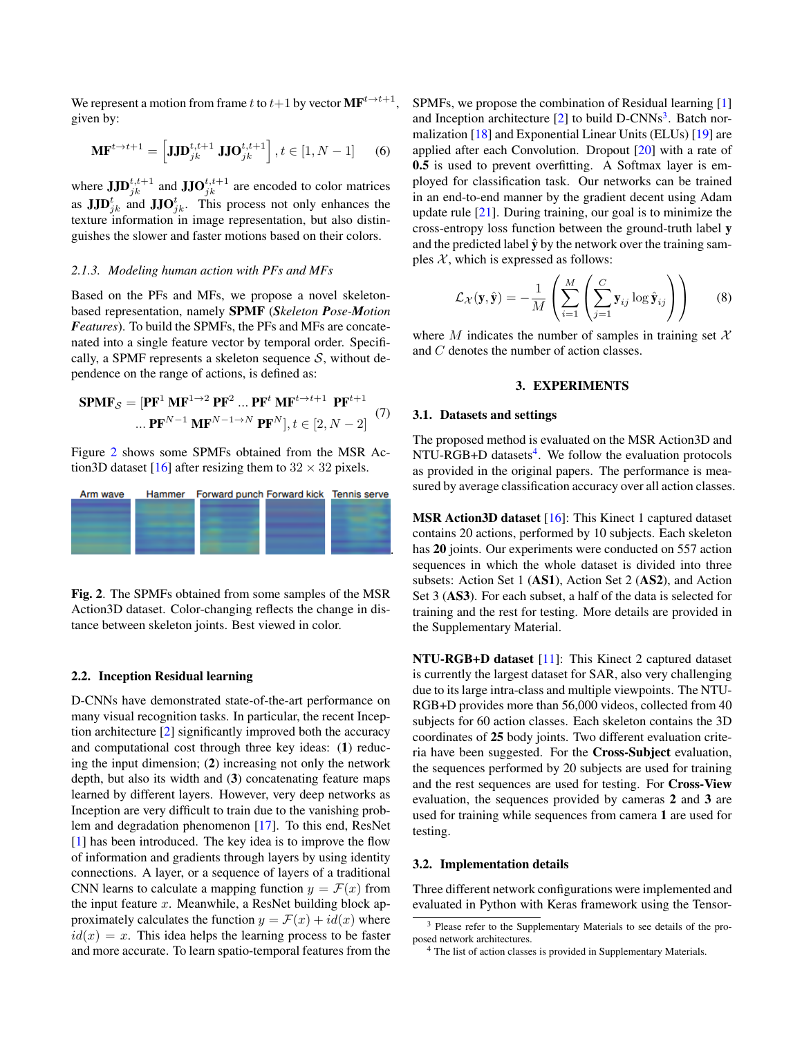We represent a motion from frame $t$ to $t+1$ by vector $\mathbf{MF}^{t\rightarrow t+1}$, given by:

$$\mathbf{MF}^{t\rightarrow t+1} = \left[\mathbf{JJD}_{jk}^{t,t+1}\ \mathbf{JJO}_{jk}^{t,t+1}\right], t \in [1, N-1] \quad (6)$$

where $\mathbf{JJD}_{jk}^{t,t+1}$ and $\mathbf{JJO}_{jk}^{t,t+1}$ are encoded to color matrices as $\mathbf{JJD}_{jk}^{t}$ and $\mathbf{JJO}_{jk}^{t}$. This process not only enhances the texture information in image representation, but also distinguishes the slower and faster motions based on their colors.

#### 2.1.3. *Modeling human action with PFs and MFs*

Based on the PFs and MFs, we propose a novel skeleton-based representation, namely **SPMF** (*Skeleton **P**ose-**M**otion **F**eatures*). To build the SPMFs, the PFs and MFs are concatenated into a single feature vector by temporal order. Specifically, a SPMF represents a skeleton sequence $\mathcal{S}$, without dependence on the range of actions, is defined as:

$$\begin{aligned}\mathbf{SPMF}_{\mathcal{S}} = [&\mathbf{PF}^{1}\ \mathbf{MF}^{1\rightarrow 2}\ \mathbf{PF}^{2}\ ...\ \mathbf{PF}^{t}\ \mathbf{MF}^{t\rightarrow t+1}\ \mathbf{PF}^{t+1} \\ &...\ \mathbf{PF}^{N-1}\ \mathbf{MF}^{N-1\rightarrow N}\ \mathbf{PF}^{N}], t \in [2, N-2]\end{aligned} \quad (7)$$

Figure 2 shows some SPMFs obtained from the MSR Action3D dataset [16] after resizing them to $32 \times 32$ pixels.

Arm wave | Hammer | Forward punch | Forward kick | Tennis serve

**Fig. 2**. The SPMFs obtained from some samples of the MSR Action3D dataset. Color-changing reflects the change in distance between skeleton joints. Best viewed in color.

### 2.2. Inception Residual learning

D-CNNs have demonstrated state-of-the-art performance on many visual recognition tasks. In particular, the recent Inception architecture [2] significantly improved both the accuracy and computational cost through three key ideas: (**1**) reducing the input dimension; (**2**) increasing not only the network depth, but also its width and (**3**) concatenating feature maps learned by different layers. However, very deep networks as Inception are very difficult to train due to the vanishing problem and degradation phenomenon [17]. To this end, ResNet [1] has been introduced. The key idea is to improve the flow of information and gradients through layers by using identity connections. A layer, or a sequence of layers of a traditional CNN learns to calculate a mapping function $y = \mathcal{F}(x)$ from the input feature $x$. Meanwhile, a ResNet building block approximately calculates the function $y = \mathcal{F}(x) + id(x)$ where $id(x) = x$. This idea helps the learning process to be faster and more accurate. To learn spatio-temporal features from the SPMFs, we propose the combination of Residual learning [1] and Inception architecture [2] to build D-CNNs[3]. Batch normalization [18] and Exponential Linear Units (ELUs) [19] are applied after each Convolution. Dropout [20] with a rate of **0.5** is used to prevent overfitting. A Softmax layer is employed for classification task. Our networks can be trained in an end-to-end manner by the gradient decent using Adam update rule [21]. During training, our goal is to minimize the cross-entropy loss function between the ground-truth label $\mathbf{y}$ and the predicted label $\hat{\mathbf{y}}$ by the network over the training samples $\mathcal{X}$, which is expressed as follows:

$$\mathcal{L}_{\mathcal{X}}(\mathbf{y}, \hat{\mathbf{y}}) = -\frac{1}{M}\left(\sum_{i=1}^{M}\left(\sum_{j=1}^{C}\mathbf{y}_{ij}\log\hat{\mathbf{y}}_{ij}\right)\right) \quad (8)$$

where $M$ indicates the number of samples in training set $\mathcal{X}$ and $C$ denotes the number of action classes.

## 3. EXPERIMENTS

### 3.1. Datasets and settings

The proposed method is evaluated on the MSR Action3D and NTU-RGB+D datasets[4]. We follow the evaluation protocols as provided in the original papers. The performance is measured by average classification accuracy over all action classes.

**MSR Action3D dataset** [16]: This Kinect 1 captured dataset contains 20 actions, performed by 10 subjects. Each skeleton has **20** joints. Our experiments were conducted on 557 action sequences in which the whole dataset is divided into three subsets: Action Set 1 (**AS1**), Action Set 2 (**AS2**), and Action Set 3 (**AS3**). For each subset, a half of the data is selected for training and the rest for testing. More details are provided in the Supplementary Material.

**NTU-RGB+D dataset** [11]: This Kinect 2 captured dataset is currently the largest dataset for SAR, also very challenging due to its large intra-class and multiple viewpoints. The NTU-RGB+D provides more than 56,000 videos, collected from 40 subjects for 60 action classes. Each skeleton contains the 3D coordinates of **25** body joints. Two different evaluation criteria have been suggested. For the **Cross-Subject** evaluation, the sequences performed by 20 subjects are used for training and the rest sequences are used for testing. For **Cross-View** evaluation, the sequences provided by cameras **2** and **3** are used for training while sequences from camera **1** are used for testing.

### 3.2. Implementation details

Three different network configurations were implemented and evaluated in Python with Keras framework using the Tensor-

[3] Please refer to the Supplementary Materials to see details of the proposed network architectures.

[4] The list of action classes is provided in Supplementary Materials.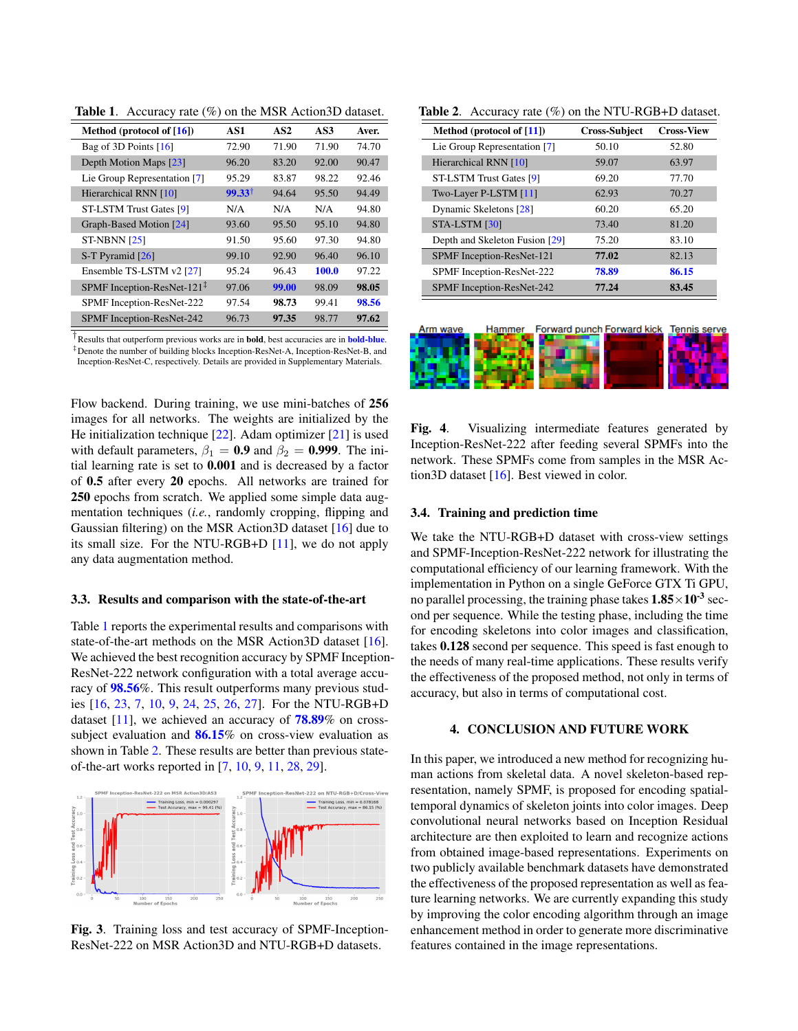**Table 1.** Accuracy rate (%) on the MSR Action3D dataset.

| Method (protocol of [16]) | AS1 | AS2 | AS3 | Aver. |
|---|---|---|---|---|
| Bag of 3D Points [16] | 72.90 | 71.90 | 71.90 | 74.70 |
| Depth Motion Maps [23] | 96.20 | 83.20 | 92.00 | 90.47 |
| Lie Group Representation [7] | 95.29 | 83.87 | 98.22 | 92.46 |
| Hierarchical RNN [10] | **99.33**[†] | 94.64 | 95.50 | 94.49 |
| ST-LSTM Trust Gates [9] | N/A | N/A | N/A | 94.80 |
| Graph-Based Motion [24] | 93.60 | 95.50 | 95.10 | 94.80 |
| ST-NBNN [25] | 91.50 | 95.60 | 97.30 | 94.80 |
| S-T Pyramid [26] | 99.10 | 92.90 | 96.40 | 96.10 |
| Ensemble TS-LSTM v2 [27] | 95.24 | 96.43 | **100.0** | 97.22 |
| SPMF Inception-ResNet-121[‡] | 97.06 | **99.00** | 98.09 | **98.05** |
| SPMF Inception-ResNet-222 | 97.54 | **98.73** | 99.41 | **98.56** |
| SPMF Inception-ResNet-242 | 96.73 | **97.35** | 98.77 | **97.62** |

[†]Results that outperform previous works are in **bold**, best accuracies are in **bold-blue**.
[‡]Denote the number of building blocks Inception-ResNet-A, Inception-ResNet-B, and Inception-ResNet-C, respectively. Details are provided in Supplementary Materials.

Flow backend. During training, we use mini-batches of **256** images for all networks. The weights are initialized by the He initialization technique [22]. Adam optimizer [21] is used with default parameters, $\beta_1 = \mathbf{0.9}$ and $\beta_2 = \mathbf{0.999}$. The initial learning rate is set to **0.001** and is decreased by a factor of **0.5** after every **20** epochs. All networks are trained for **250** epochs from scratch. We applied some simple data augmentation techniques (*i.e.*, randomly cropping, flipping and Gaussian filtering) on the MSR Action3D dataset [16] due to its small size. For the NTU-RGB+D [11], we do not apply any data augmentation method.

### 3.3. Results and comparison with the state-of-the-art

Table 1 reports the experimental results and comparisons with state-of-the-art methods on the MSR Action3D dataset [16]. We achieved the best recognition accuracy by SPMF Inception-ResNet-222 network configuration with a total average accuracy of **98.56**%. This result outperforms many previous studies [16, 23, 7, 10, 9, 24, 25, 26, 27]. For the NTU-RGB+D dataset [11], we achieved an accuracy of **78.89**% on cross-subject evaluation and **86.15**% on cross-view evaluation as shown in Table 2. These results are better than previous state-of-the-art works reported in [7, 10, 9, 11, 28, 29].

**Fig. 3.** Training loss and test accuracy of SPMF-Inception-ResNet-222 on MSR Action3D and NTU-RGB+D datasets.

**Table 2.** Accuracy rate (%) on the NTU-RGB+D dataset.

| Method (protocol of [11]) | Cross-Subject | Cross-View |
|---|---|---|
| Lie Group Representation [7] | 50.10 | 52.80 |
| Hierarchical RNN [10] | 59.07 | 63.97 |
| ST-LSTM Trust Gates [9] | 69.20 | 77.70 |
| Two-Layer P-LSTM [11] | 62.93 | 70.27 |
| Dynamic Skeletons [28] | 60.20 | 65.20 |
| STA-LSTM [30] | 73.40 | 81.20 |
| Depth and Skeleton Fusion [29] | 75.20 | 83.10 |
| SPMF Inception-ResNet-121 | **77.02** | 82.13 |
| SPMF Inception-ResNet-222 | **78.89** | **86.15** |
| SPMF Inception-ResNet-242 | **77.24** | **83.45** |

**Fig. 4.** Visualizing intermediate features generated by Inception-ResNet-222 after feeding several SPMFs into the network. These SPMFs come from samples in the MSR Action3D dataset [16]. Best viewed in color.

### 3.4. Training and prediction time

We take the NTU-RGB+D dataset with cross-view settings and SPMF-Inception-ResNet-222 network for illustrating the computational efficiency of our learning framework. With the implementation in Python on a single GeForce GTX Ti GPU, no parallel processing, the training phase takes $\mathbf{1.85 \times 10^{-3}}$ second per sequence. While the testing phase, including the time for encoding skeletons into color images and classification, takes **0.128** second per sequence. This speed is fast enough to the needs of many real-time applications. These results verify the effectiveness of the proposed method, not only in terms of accuracy, but also in terms of computational cost.

## 4. CONCLUSION AND FUTURE WORK

In this paper, we introduced a new method for recognizing human actions from skeletal data. A novel skeleton-based representation, namely SPMF, is proposed for encoding spatial-temporal dynamics of skeleton joints into color images. Deep convolutional neural networks based on Inception Residual architecture are then exploited to learn and recognize actions from obtained image-based representations. Experiments on two publicly available benchmark datasets have demonstrated the effectiveness of the proposed representation as well as feature learning networks. We are currently expanding this study by improving the color encoding algorithm through an image enhancement method in order to generate more discriminative features contained in the image representations.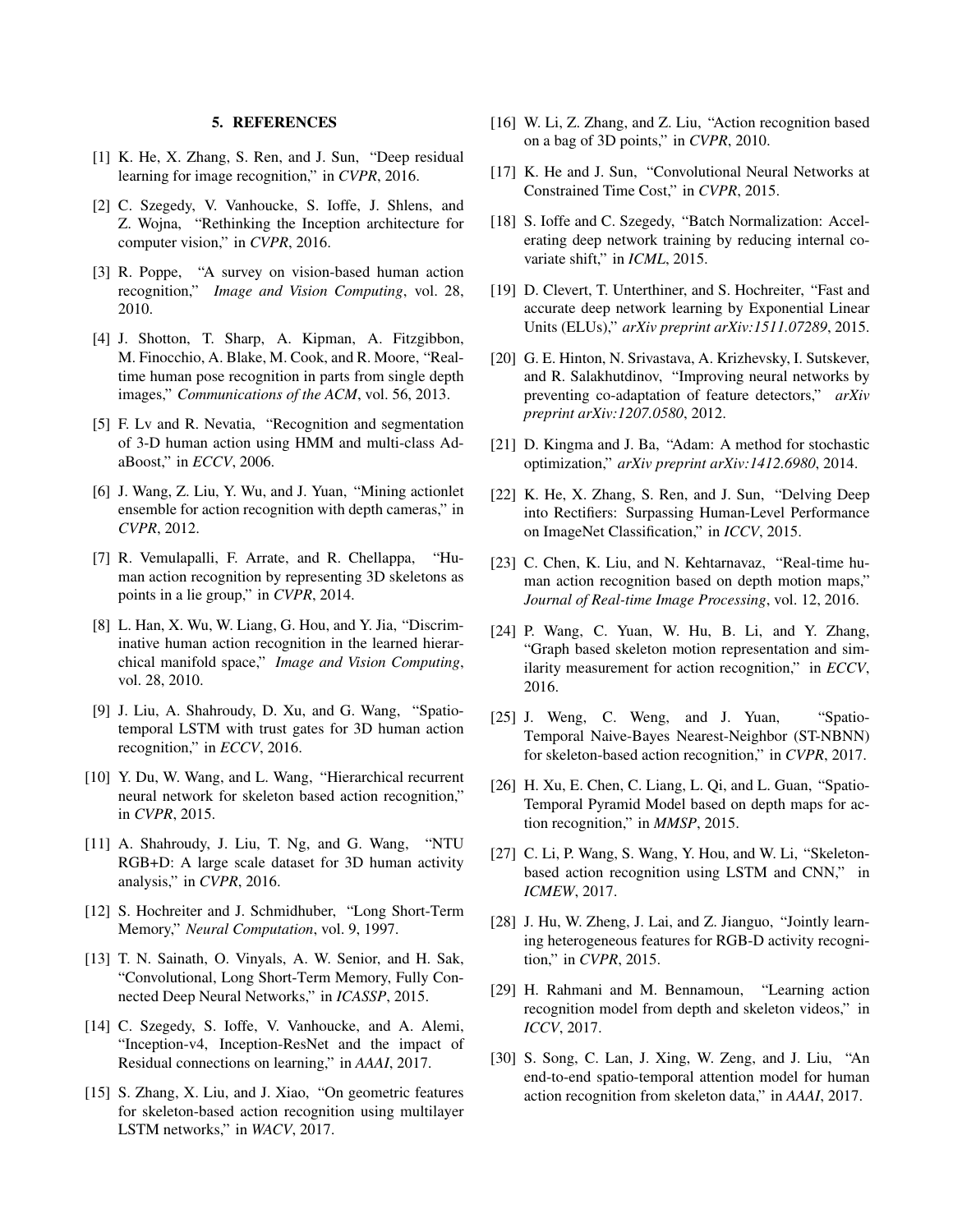## 5. REFERENCES

[1] K. He, X. Zhang, S. Ren, and J. Sun, "Deep residual learning for image recognition," in *CVPR*, 2016.

[2] C. Szegedy, V. Vanhoucke, S. Ioffe, J. Shlens, and Z. Wojna, "Rethinking the Inception architecture for computer vision," in *CVPR*, 2016.

[3] R. Poppe, "A survey on vision-based human action recognition," *Image and Vision Computing*, vol. 28, 2010.

[4] J. Shotton, T. Sharp, A. Kipman, A. Fitzgibbon, M. Finocchio, A. Blake, M. Cook, and R. Moore, "Real-time human pose recognition in parts from single depth images," *Communications of the ACM*, vol. 56, 2013.

[5] F. Lv and R. Nevatia, "Recognition and segmentation of 3-D human action using HMM and multi-class AdaBoost," in *ECCV*, 2006.

[6] J. Wang, Z. Liu, Y. Wu, and J. Yuan, "Mining actionlet ensemble for action recognition with depth cameras," in *CVPR*, 2012.

[7] R. Vemulapalli, F. Arrate, and R. Chellappa, "Human action recognition by representing 3D skeletons as points in a lie group," in *CVPR*, 2014.

[8] L. Han, X. Wu, W. Liang, G. Hou, and Y. Jia, "Discriminative human action recognition in the learned hierarchical manifold space," *Image and Vision Computing*, vol. 28, 2010.

[9] J. Liu, A. Shahroudy, D. Xu, and G. Wang, "Spatio-temporal LSTM with trust gates for 3D human action recognition," in *ECCV*, 2016.

[10] Y. Du, W. Wang, and L. Wang, "Hierarchical recurrent neural network for skeleton based action recognition," in *CVPR*, 2015.

[11] A. Shahroudy, J. Liu, T. Ng, and G. Wang, "NTU RGB+D: A large scale dataset for 3D human activity analysis," in *CVPR*, 2016.

[12] S. Hochreiter and J. Schmidhuber, "Long Short-Term Memory," *Neural Computation*, vol. 9, 1997.

[13] T. N. Sainath, O. Vinyals, A. W. Senior, and H. Sak, "Convolutional, Long Short-Term Memory, Fully Connected Deep Neural Networks," in *ICASSP*, 2015.

[14] C. Szegedy, S. Ioffe, V. Vanhoucke, and A. Alemi, "Inception-v4, Inception-ResNet and the impact of Residual connections on learning," in *AAAI*, 2017.

[15] S. Zhang, X. Liu, and J. Xiao, "On geometric features for skeleton-based action recognition using multilayer LSTM networks," in *WACV*, 2017.

[16] W. Li, Z. Zhang, and Z. Liu, "Action recognition based on a bag of 3D points," in *CVPR*, 2010.

[17] K. He and J. Sun, "Convolutional Neural Networks at Constrained Time Cost," in *CVPR*, 2015.

[18] S. Ioffe and C. Szegedy, "Batch Normalization: Accelerating deep network training by reducing internal covariate shift," in *ICML*, 2015.

[19] D. Clevert, T. Unterthiner, and S. Hochreiter, "Fast and accurate deep network learning by Exponential Linear Units (ELUs)," *arXiv preprint arXiv:1511.07289*, 2015.

[20] G. E. Hinton, N. Srivastava, A. Krizhevsky, I. Sutskever, and R. Salakhutdinov, "Improving neural networks by preventing co-adaptation of feature detectors," *arXiv preprint arXiv:1207.0580*, 2012.

[21] D. Kingma and J. Ba, "Adam: A method for stochastic optimization," *arXiv preprint arXiv:1412.6980*, 2014.

[22] K. He, X. Zhang, S. Ren, and J. Sun, "Delving Deep into Rectifiers: Surpassing Human-Level Performance on ImageNet Classification," in *ICCV*, 2015.

[23] C. Chen, K. Liu, and N. Kehtarnavaz, "Real-time human action recognition based on depth motion maps," *Journal of Real-time Image Processing*, vol. 12, 2016.

[24] P. Wang, C. Yuan, W. Hu, B. Li, and Y. Zhang, "Graph based skeleton motion representation and similarity measurement for action recognition," in *ECCV*, 2016.

[25] J. Weng, C. Weng, and J. Yuan, "Spatio-Temporal Naive-Bayes Nearest-Neighbor (ST-NBNN) for skeleton-based action recognition," in *CVPR*, 2017.

[26] H. Xu, E. Chen, C. Liang, L. Qi, and L. Guan, "Spatio-Temporal Pyramid Model based on depth maps for action recognition," in *MMSP*, 2015.

[27] C. Li, P. Wang, S. Wang, Y. Hou, and W. Li, "Skeleton-based action recognition using LSTM and CNN," in *ICMEW*, 2017.

[28] J. Hu, W. Zheng, J. Lai, and Z. Jianguo, "Jointly learning heterogeneous features for RGB-D activity recognition," in *CVPR*, 2015.

[29] H. Rahmani and M. Bennamoun, "Learning action recognition model from depth and skeleton videos," in *ICCV*, 2017.

[30] S. Song, C. Lan, J. Xing, W. Zeng, and J. Liu, "An end-to-end spatio-temporal attention model for human action recognition from skeleton data," in *AAAI*, 2017.